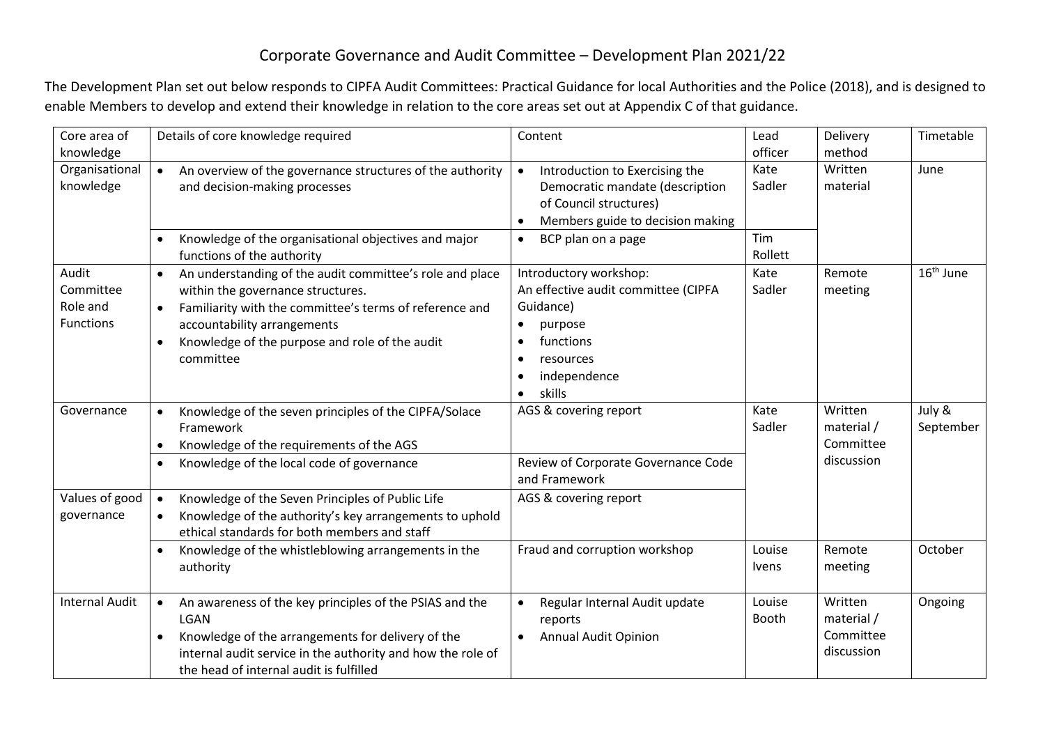# Corporate Governance and Audit Committee – Development Plan 2021/22

The Development Plan set out below responds to CIPFA Audit Committees: Practical Guidance for local Authorities and the Police (2018), and is designed to enable Members to develop and extend their knowledge in relation to the core areas set out at Appendix C of that guidance.

| Core area of knowledge | Details of core knowledge required | Content | Lead officer | Delivery method | Timetable |
|---|---|---|---|---|---|
| Organisational knowledge | • An overview of the governance structures of the authority and decision-making processes | • Introduction to Exercising the Democratic mandate (description of Council structures)<br>• Members guide to decision making | Kate Sadler | Written material | June |
| | • Knowledge of the organisational objectives and major functions of the authority | • BCP plan on a page | Tim Rollett | | |
| Audit Committee Role and Functions | • An understanding of the audit committee's role and place within the governance structures.<br>• Familiarity with the committee's terms of reference and accountability arrangements<br>• Knowledge of the purpose and role of the audit committee | Introductory workshop:<br>An effective audit committee (CIPFA Guidance)<br>• purpose<br>• functions<br>• resources<br>• independence<br>• skills | Kate Sadler | Remote meeting | 16th June |
| Governance | • Knowledge of the seven principles of the CIPFA/Solace Framework<br>• Knowledge of the requirements of the AGS | AGS & covering report | Kate Sadler | Written material / Committee discussion | July & September |
| | • Knowledge of the local code of governance | Review of Corporate Governance Code and Framework | | | |
| Values of good governance | • Knowledge of the Seven Principles of Public Life<br>• Knowledge of the authority's key arrangements to uphold ethical standards for both members and staff | AGS & covering report | | | |
| | • Knowledge of the whistleblowing arrangements in the authority | Fraud and corruption workshop | Louise Ivens | Remote meeting | October |
| Internal Audit | • An awareness of the key principles of the PSIAS and the LGAN<br>• Knowledge of the arrangements for delivery of the internal audit service in the authority and how the role of the head of internal audit is fulfilled | • Regular Internal Audit update reports<br>• Annual Audit Opinion | Louise Booth | Written material / Committee discussion | Ongoing |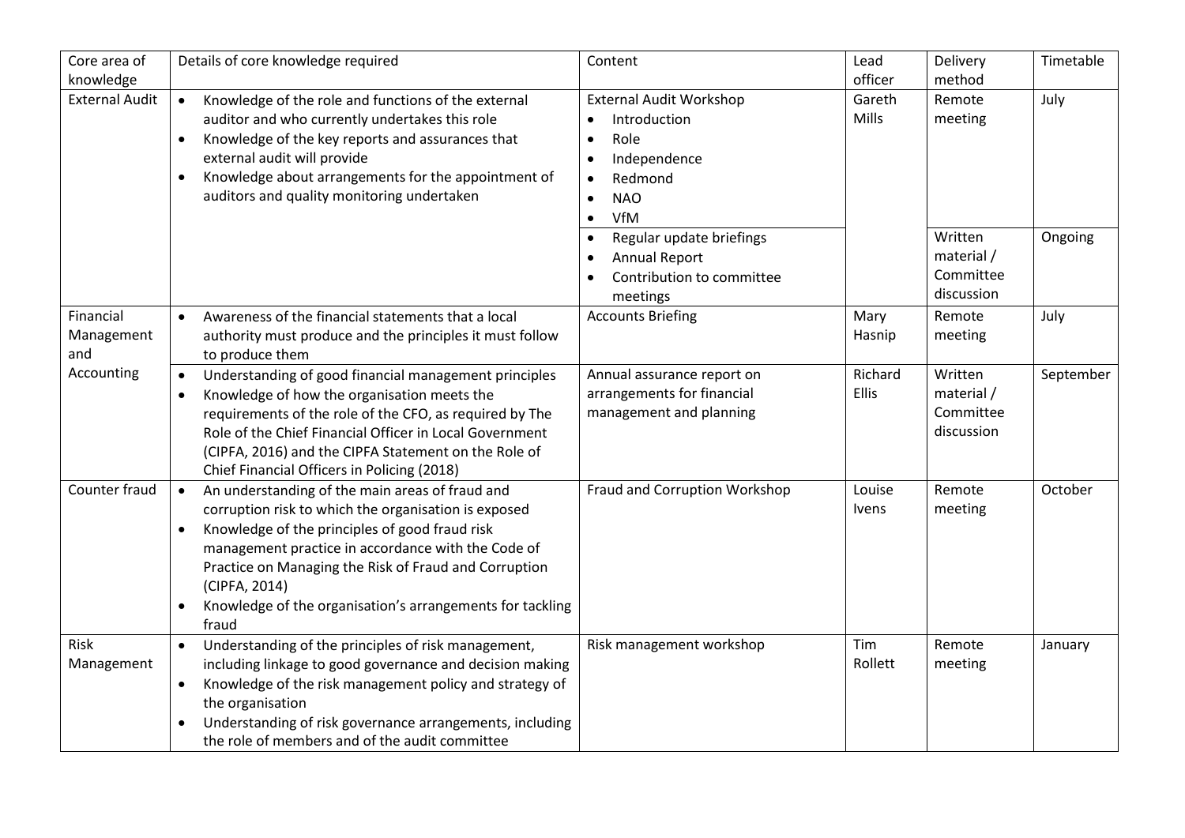| Core area of knowledge | Details of core knowledge required | Content | Lead officer | Delivery method | Timetable |
|---|---|---|---|---|---|
| External Audit | • Knowledge of the role and functions of the external auditor and who currently undertakes this role<br>• Knowledge of the key reports and assurances that external audit will provide<br>• Knowledge about arrangements for the appointment of auditors and quality monitoring undertaken | External Audit Workshop<br>• Introduction<br>• Role<br>• Independence<br>• Redmond<br>• NAO<br>• VfM | Gareth Mills | Remote meeting | July |
| | | • Regular update briefings<br>• Annual Report<br>• Contribution to committee meetings | | Written material / Committee discussion | Ongoing |
| Financial Management and Accounting | • Awareness of the financial statements that a local authority must produce and the principles it must follow to produce them | Accounts Briefing | Mary Hasnip | Remote meeting | July |
| | • Understanding of good financial management principles<br>• Knowledge of how the organisation meets the requirements of the role of the CFO, as required by The Role of the Chief Financial Officer in Local Government (CIPFA, 2016) and the CIPFA Statement on the Role of Chief Financial Officers in Policing (2018) | Annual assurance report on arrangements for financial management and planning | Richard Ellis | Written material / Committee discussion | September |
| Counter fraud | • An understanding of the main areas of fraud and corruption risk to which the organisation is exposed<br>• Knowledge of the principles of good fraud risk management practice in accordance with the Code of Practice on Managing the Risk of Fraud and Corruption (CIPFA, 2014)<br>• Knowledge of the organisation's arrangements for tackling fraud | Fraud and Corruption Workshop | Louise Ivens | Remote meeting | October |
| Risk Management | • Understanding of the principles of risk management, including linkage to good governance and decision making<br>• Knowledge of the risk management policy and strategy of the organisation<br>• Understanding of risk governance arrangements, including the role of members and of the audit committee | Risk management workshop | Tim Rollett | Remote meeting | January |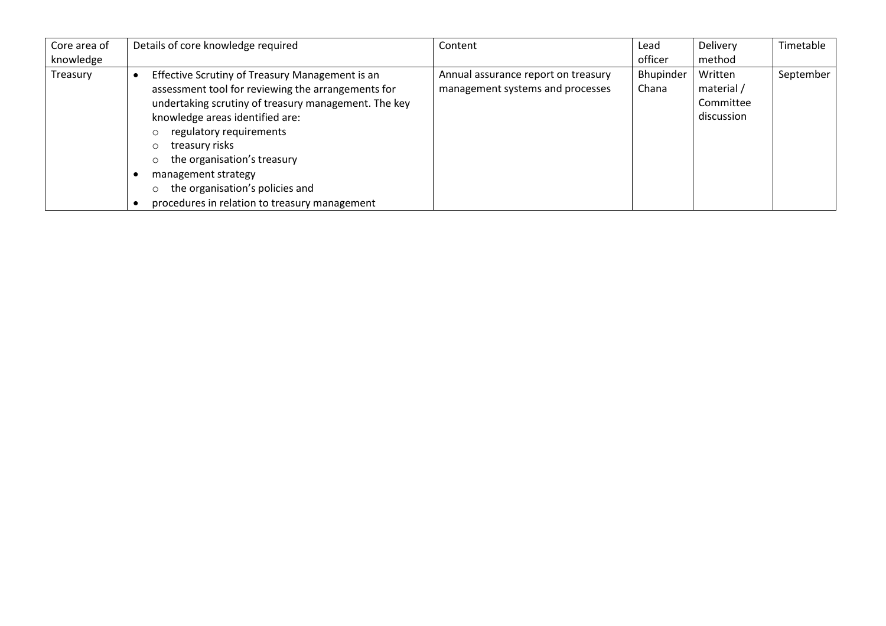| Core area of knowledge | Details of core knowledge required | Content | Lead officer | Delivery method | Timetable |
|---|---|---|---|---|---|
| Treasury | • Effective Scrutiny of Treasury Management is an assessment tool for reviewing the arrangements for undertaking scrutiny of treasury management. The key knowledge areas identified are:<br>  ○ regulatory requirements<br>  ○ treasury risks<br>  ○ the organisation's treasury<br>• management strategy<br>  ○ the organisation's policies and<br>• procedures in relation to treasury management | Annual assurance report on treasury management systems and processes | Bhupinder Chana | Written material / Committee discussion | September |